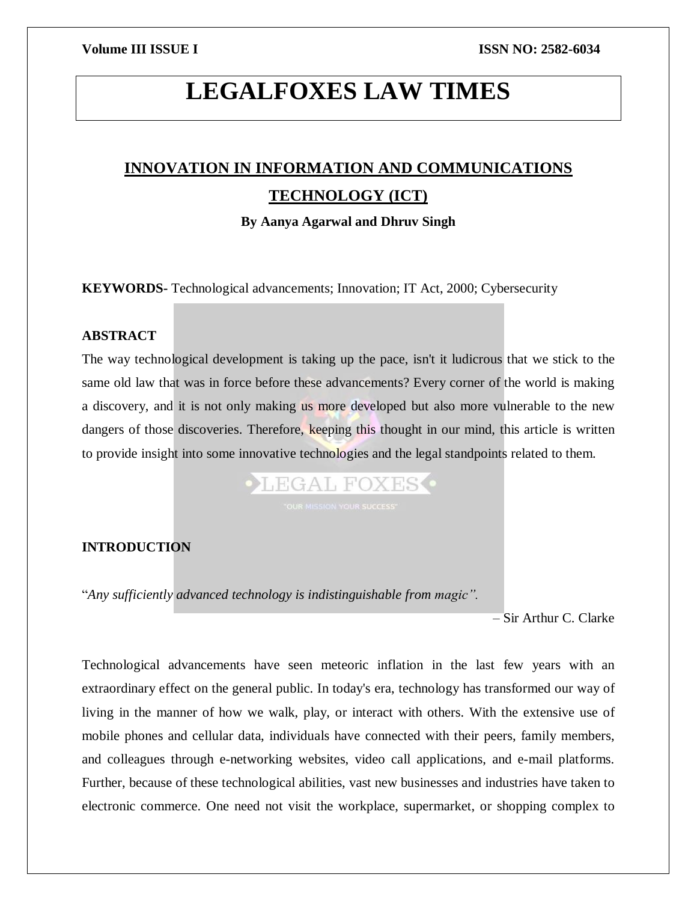# LEGALFOXES LAW TIMES

## INNOVATION IN INFORMATION AND COMMUNICATIONS TECHNOLOGY (ICT)

**By Aanya Agarwal and Dhruv Singh**

**KEYWORDS**- Technological advancements; Innovation; IT Act, 2000; Cybersecurity

### ABSTRACT

The way technological development is taking up the pace, isn't it ludicrous that we stick to the same old law that was in force before these advancements? Every corner of the world is making a discovery, and it is not only making us more developed but also more vulnerable to the new dangers of those discoveries. Therefore, keeping this thought in our mind, this article is written to provide insight into some innovative technologies and the legal standpoints related to them.

### INTRODUCTION

"*Any sufficiently advanced technology is indistinguishable from magic".*

– Sir Arthur C. Clarke

Technological advancements have seen meteoric inflation in the last few years with an extraordinary effect on the general public. In today's era, technology has transformed our way of living in the manner of how we walk, play, or interact with others. With the extensive use of mobile phones and cellular data, individuals have connected with their peers, family members, and colleagues through e-networking websites, video call applications, and e-mail platforms. Further, because of these technological abilities, vast new businesses and industries have taken to electronic commerce. One need not visit the workplace, supermarket, or shopping complex to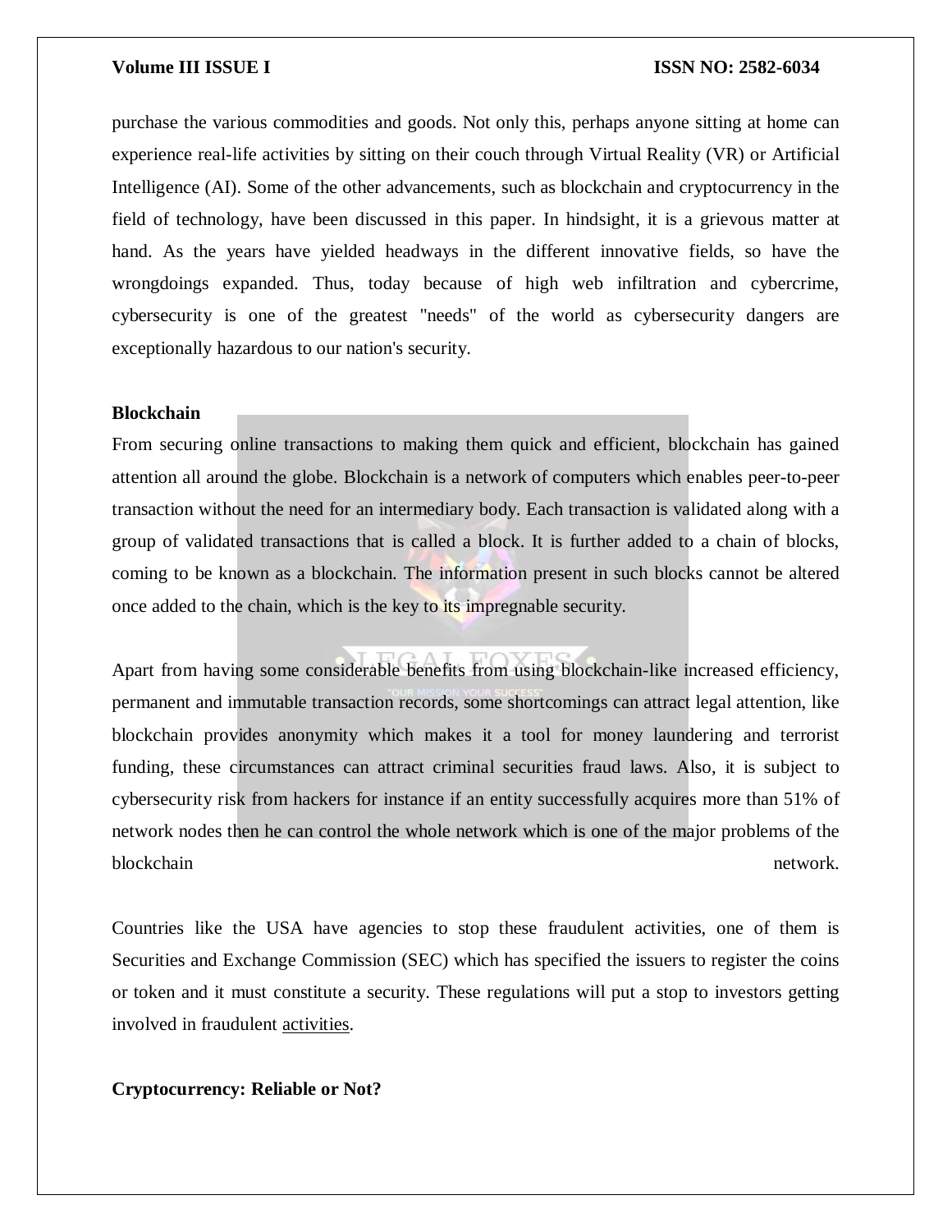purchase the various commodities and goods. Not only this, perhaps anyone sitting at home can experience real-life activities by sitting on their couch through Virtual Reality (VR) or Artificial Intelligence (AI). Some of the other advancements, such as blockchain and cryptocurrency in the field of technology, have been discussed in this paper. In hindsight, it is a grievous matter at hand. As the years have yielded headways in the different innovative fields, so have the wrongdoings expanded. Thus, today because of high web infiltration and cybercrime, cybersecurity is one of the greatest "needs" of the world as cybersecurity dangers are exceptionally hazardous to our nation's security.

**Blockchain**

From securing online transactions to making them quick and efficient, blockchain has gained attention all around the globe. Blockchain is a network of computers which enables peer-to-peer transaction without the need for an intermediary body. Each transaction is validated along with a group of validated transactions that is called a block. It is further added to a chain of blocks, coming to be known as a blockchain. The information present in such blocks cannot be altered once added to the chain, which is the key to its impregnable security.

Apart from having some considerable benefits from using blockchain-like increased efficiency, permanent and immutable transaction records, some shortcomings can attract legal attention, like blockchain provides anonymity which makes it a tool for money laundering and terrorist funding, these circumstances can attract criminal securities fraud laws. Also, it is subject to cybersecurity risk from hackers for instance if an entity successfully acquires more than 51% of network nodes then he can control the whole network which is one of the major problems of the blockchain network.

Countries like the USA have agencies to stop these fraudulent activities, one of them is Securities and Exchange Commission (SEC) which has specified the issuers to register the coins or token and it must constitute a security. These regulations will put a stop to investors getting involved in fraudulent activities.

**Cryptocurrency: Reliable or Not?**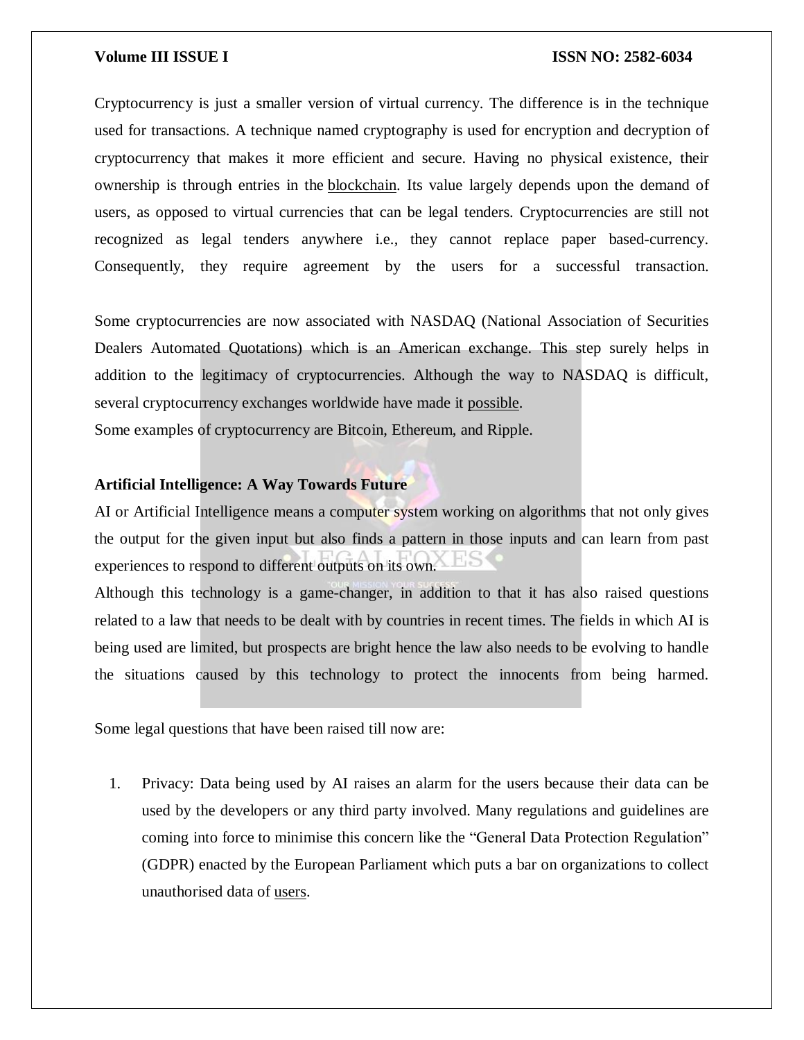Cryptocurrency is just a smaller version of virtual currency. The difference is in the technique used for transactions. A technique named cryptography is used for encryption and decryption of cryptocurrency that makes it more efficient and secure. Having no physical existence, their ownership is through entries in the blockchain. Its value largely depends upon the demand of users, as opposed to virtual currencies that can be legal tenders. Cryptocurrencies are still not recognized as legal tenders anywhere i.e., they cannot replace paper based-currency. Consequently, they require agreement by the users for a successful transaction.

Some cryptocurrencies are now associated with NASDAQ (National Association of Securities Dealers Automated Quotations) which is an American exchange. This step surely helps in addition to the legitimacy of cryptocurrencies. Although the way to NASDAQ is difficult, several cryptocurrency exchanges worldwide have made it possible.

Some examples of cryptocurrency are Bitcoin, Ethereum, and Ripple.

**Artificial Intelligence: A Way Towards Future**

AI or Artificial Intelligence means a computer system working on algorithms that not only gives the output for the given input but also finds a pattern in those inputs and can learn from past experiences to respond to different outputs on its own.

Although this technology is a game-changer, in addition to that it has also raised questions related to a law that needs to be dealt with by countries in recent times. The fields in which AI is being used are limited, but prospects are bright hence the law also needs to be evolving to handle the situations caused by this technology to protect the innocents from being harmed.

Some legal questions that have been raised till now are:

1. Privacy: Data being used by AI raises an alarm for the users because their data can be used by the developers or any third party involved. Many regulations and guidelines are coming into force to minimise this concern like the "General Data Protection Regulation" (GDPR) enacted by the European Parliament which puts a bar on organizations to collect unauthorised data of users.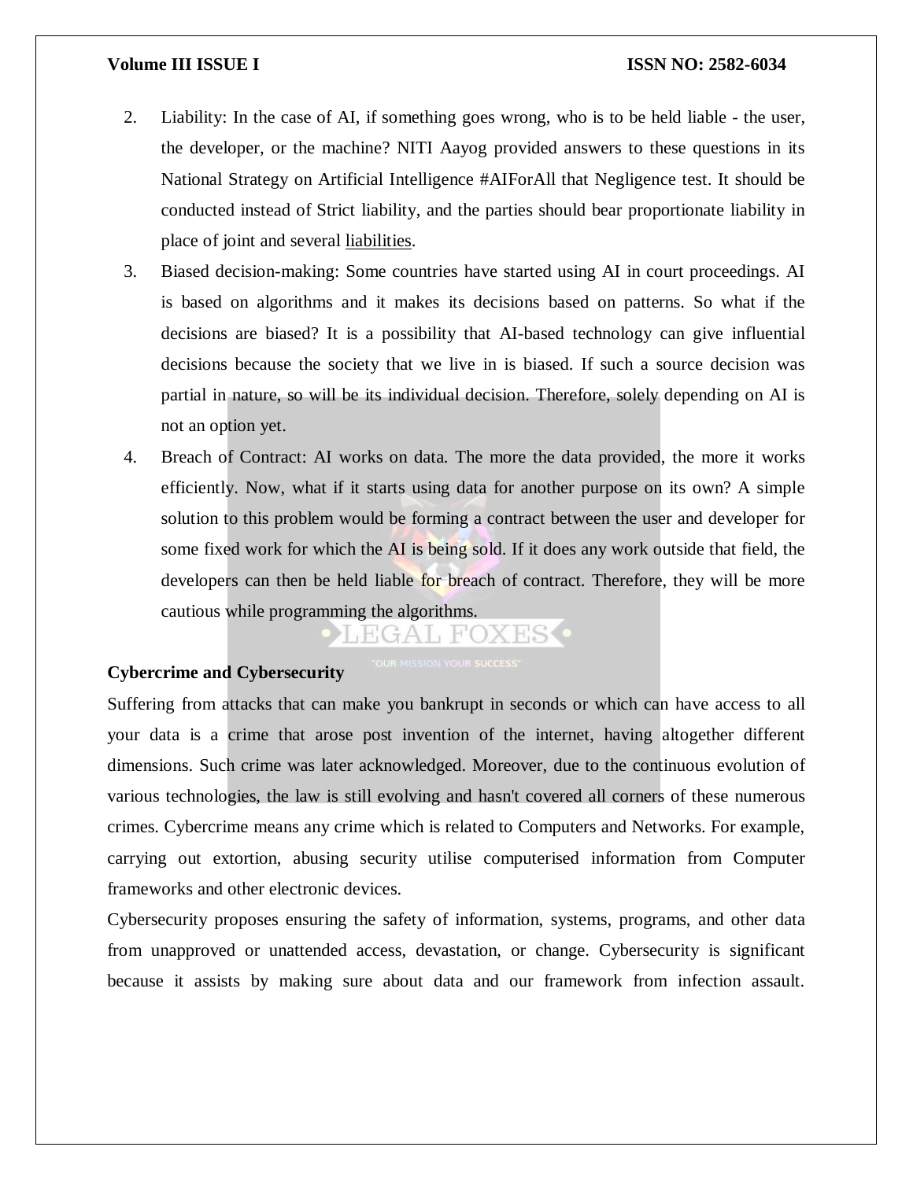2. Liability: In the case of AI, if something goes wrong, who is to be held liable - the user, the developer, or the machine? NITI Aayog provided answers to these questions in its National Strategy on Artificial Intelligence #AIForAll that Negligence test. It should be conducted instead of Strict liability, and the parties should bear proportionate liability in place of joint and several liabilities.
3. Biased decision-making: Some countries have started using AI in court proceedings. AI is based on algorithms and it makes its decisions based on patterns. So what if the decisions are biased? It is a possibility that AI-based technology can give influential decisions because the society that we live in is biased. If such a source decision was partial in nature, so will be its individual decision. Therefore, solely depending on AI is not an option yet.
4. Breach of Contract: AI works on data. The more the data provided, the more it works efficiently. Now, what if it starts using data for another purpose on its own? A simple solution to this problem would be forming a contract between the user and developer for some fixed work for which the AI is being sold. If it does any work outside that field, the developers can then be held liable for breach of contract. Therefore, they will be more cautious while programming the algorithms.

**Cybercrime and Cybersecurity**

Suffering from attacks that can make you bankrupt in seconds or which can have access to all your data is a crime that arose post invention of the internet, having altogether different dimensions. Such crime was later acknowledged. Moreover, due to the continuous evolution of various technologies, the law is still evolving and hasn't covered all corners of these numerous crimes. Cybercrime means any crime which is related to Computers and Networks. For example, carrying out extortion, abusing security utilise computerised information from Computer frameworks and other electronic devices.

Cybersecurity proposes ensuring the safety of information, systems, programs, and other data from unapproved or unattended access, devastation, or change. Cybersecurity is significant because it assists by making sure about data and our framework from infection assault.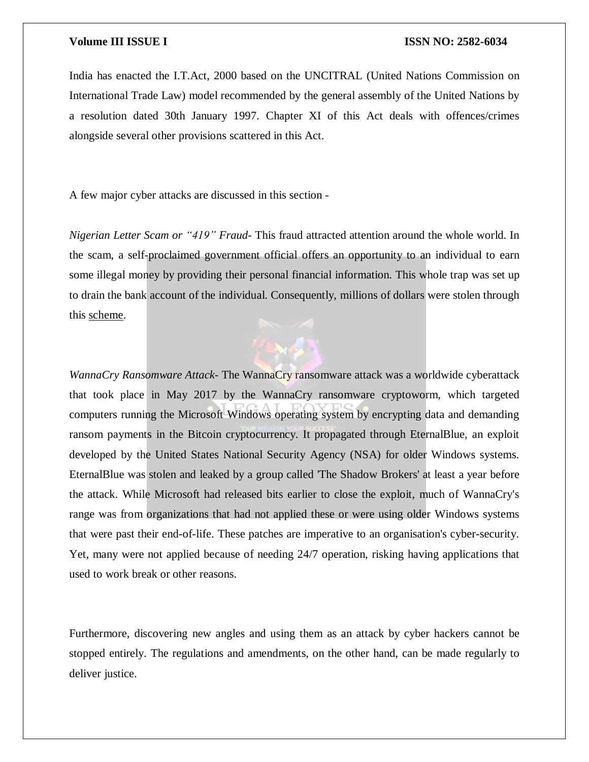India has enacted the I.T.Act, 2000 based on the UNCITRAL (United Nations Commission on International Trade Law) model recommended by the general assembly of the United Nations by a resolution dated 30th January 1997. Chapter XI of this Act deals with offences/crimes alongside several other provisions scattered in this Act.

A few major cyber attacks are discussed in this section -

*Nigerian Letter Scam or "419" Fraud*- This fraud attracted attention around the whole world. In the scam, a self-proclaimed government official offers an opportunity to an individual to earn some illegal money by providing their personal financial information. This whole trap was set up to drain the bank account of the individual. Consequently, millions of dollars were stolen through this scheme.

*WannaCry Ransomware Attack*- The WannaCry ransomware attack was a worldwide cyberattack that took place in May 2017 by the WannaCry ransomware cryptoworm, which targeted computers running the Microsoft Windows operating system by encrypting data and demanding ransom payments in the Bitcoin cryptocurrency. It propagated through EternalBlue, an exploit developed by the United States National Security Agency (NSA) for older Windows systems. EternalBlue was stolen and leaked by a group called 'The Shadow Brokers' at least a year before the attack. While Microsoft had released bits earlier to close the exploit, much of WannaCry's range was from organizations that had not applied these or were using older Windows systems that were past their end-of-life. These patches are imperative to an organisation's cyber-security. Yet, many were not applied because of needing 24/7 operation, risking having applications that used to work break or other reasons.

Furthermore, discovering new angles and using them as an attack by cyber hackers cannot be stopped entirely. The regulations and amendments, on the other hand, can be made regularly to deliver justice.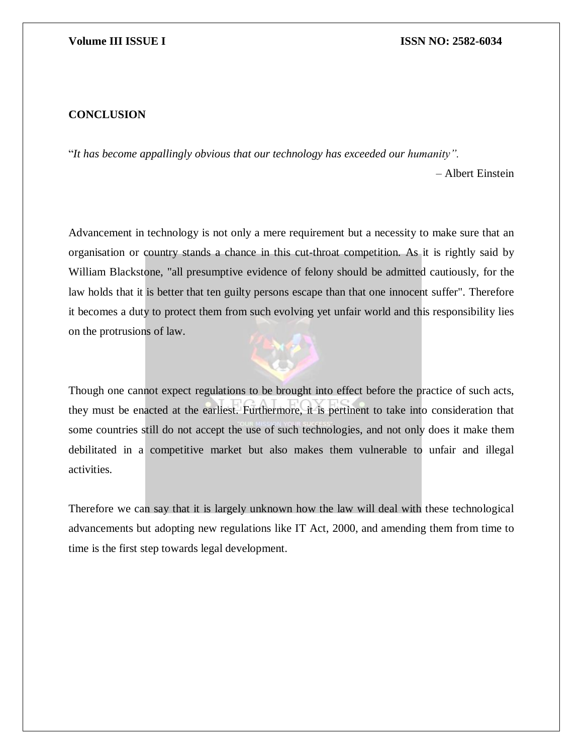## CONCLUSION

"*It has become appallingly obvious that our technology has exceeded our humanity".*

– Albert Einstein

Advancement in technology is not only a mere requirement but a necessity to make sure that an organisation or country stands a chance in this cut-throat competition. As it is rightly said by William Blackstone, "all presumptive evidence of felony should be admitted cautiously, for the law holds that it is better that ten guilty persons escape than that one innocent suffer". Therefore it becomes a duty to protect them from such evolving yet unfair world and this responsibility lies on the protrusions of law.

Though one cannot expect regulations to be brought into effect before the practice of such acts, they must be enacted at the earliest. Furthermore, it is pertinent to take into consideration that some countries still do not accept the use of such technologies, and not only does it make them debilitated in a competitive market but also makes them vulnerable to unfair and illegal activities.

Therefore we can say that it is largely unknown how the law will deal with these technological advancements but adopting new regulations like IT Act, 2000, and amending them from time to time is the first step towards legal development.